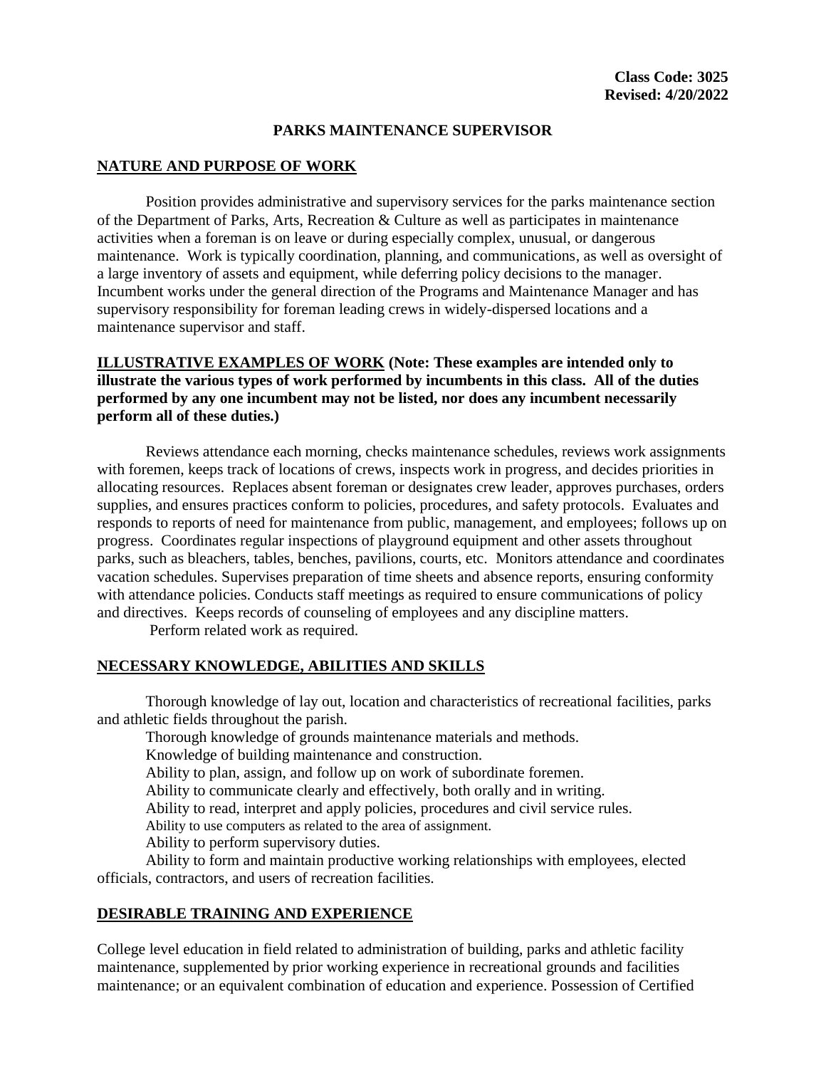**Class Code: 3025**
**Revised: 4/20/2022**

# PARKS MAINTENANCE SUPERVISOR

## NATURE AND PURPOSE OF WORK

Position provides administrative and supervisory services for the parks maintenance section of the Department of Parks, Arts, Recreation & Culture as well as participates in maintenance activities when a foreman is on leave or during especially complex, unusual, or dangerous maintenance. Work is typically coordination, planning, and communications, as well as oversight of a large inventory of assets and equipment, while deferring policy decisions to the manager. Incumbent works under the general direction of the Programs and Maintenance Manager and has supervisory responsibility for foreman leading crews in widely-dispersed locations and a maintenance supervisor and staff.

## ILLUSTRATIVE EXAMPLES OF WORK (Note: These examples are intended only to illustrate the various types of work performed by incumbents in this class. All of the duties performed by any one incumbent may not be listed, nor does any incumbent necessarily perform all of these duties.)

Reviews attendance each morning, checks maintenance schedules, reviews work assignments with foremen, keeps track of locations of crews, inspects work in progress, and decides priorities in allocating resources. Replaces absent foreman or designates crew leader, approves purchases, orders supplies, and ensures practices conform to policies, procedures, and safety protocols. Evaluates and responds to reports of need for maintenance from public, management, and employees; follows up on progress. Coordinates regular inspections of playground equipment and other assets throughout parks, such as bleachers, tables, benches, pavilions, courts, etc. Monitors attendance and coordinates vacation schedules. Supervises preparation of time sheets and absence reports, ensuring conformity with attendance policies. Conducts staff meetings as required to ensure communications of policy and directives. Keeps records of counseling of employees and any discipline matters.

Perform related work as required.

## NECESSARY KNOWLEDGE, ABILITIES AND SKILLS

Thorough knowledge of lay out, location and characteristics of recreational facilities, parks and athletic fields throughout the parish.

Thorough knowledge of grounds maintenance materials and methods.

Knowledge of building maintenance and construction.

Ability to plan, assign, and follow up on work of subordinate foremen.

Ability to communicate clearly and effectively, both orally and in writing.

Ability to read, interpret and apply policies, procedures and civil service rules.

Ability to use computers as related to the area of assignment.

Ability to perform supervisory duties.

Ability to form and maintain productive working relationships with employees, elected officials, contractors, and users of recreation facilities.

## DESIRABLE TRAINING AND EXPERIENCE

College level education in field related to administration of building, parks and athletic facility maintenance, supplemented by prior working experience in recreational grounds and facilities maintenance; or an equivalent combination of education and experience. Possession of Certified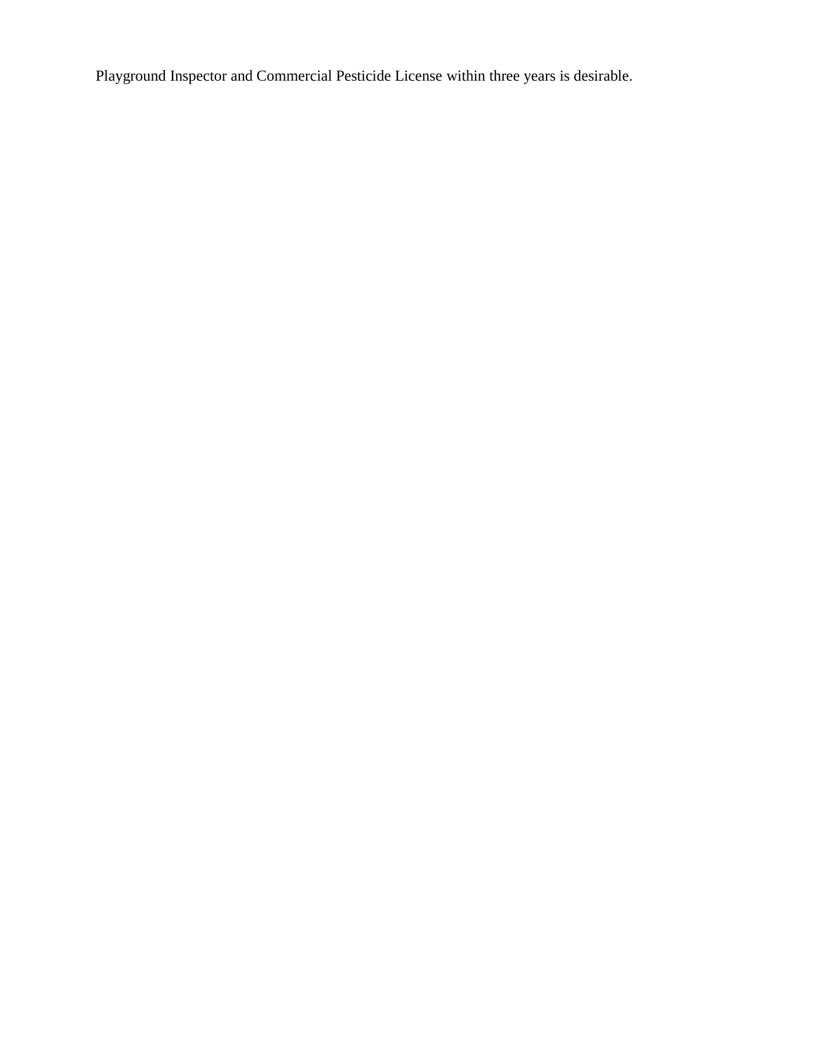Playground Inspector and Commercial Pesticide License within three years is desirable.